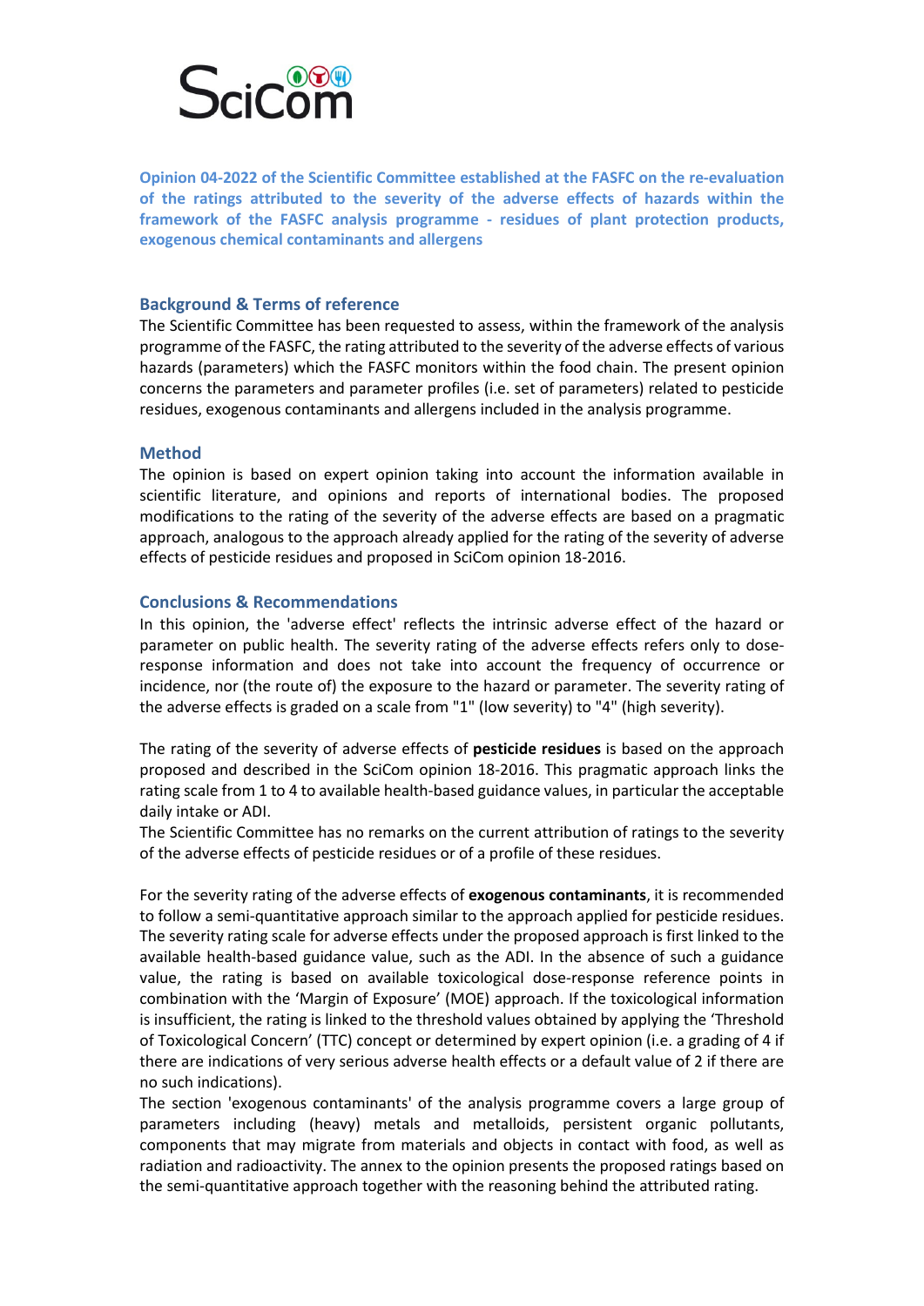SciCom

**Opinion 04-2022 of the Scientific Committee established at the FASFC on the re-evaluation of the ratings attributed to the severity of the adverse effects of hazards within the framework of the FASFC analysis programme - residues of plant protection products, exogenous chemical contaminants and allergens**

## Background & Terms of reference

The Scientific Committee has been requested to assess, within the framework of the analysis programme of the FASFC, the rating attributed to the severity of the adverse effects of various hazards (parameters) which the FASFC monitors within the food chain. The present opinion concerns the parameters and parameter profiles (i.e. set of parameters) related to pesticide residues, exogenous contaminants and allergens included in the analysis programme.

## Method

The opinion is based on expert opinion taking into account the information available in scientific literature, and opinions and reports of international bodies. The proposed modifications to the rating of the severity of the adverse effects are based on a pragmatic approach, analogous to the approach already applied for the rating of the severity of adverse effects of pesticide residues and proposed in SciCom opinion 18-2016.

## Conclusions & Recommendations

In this opinion, the 'adverse effect' reflects the intrinsic adverse effect of the hazard or parameter on public health. The severity rating of the adverse effects refers only to dose-response information and does not take into account the frequency of occurrence or incidence, nor (the route of) the exposure to the hazard or parameter. The severity rating of the adverse effects is graded on a scale from "1" (low severity) to "4" (high severity).

The rating of the severity of adverse effects of **pesticide residues** is based on the approach proposed and described in the SciCom opinion 18-2016. This pragmatic approach links the rating scale from 1 to 4 to available health-based guidance values, in particular the acceptable daily intake or ADI.

The Scientific Committee has no remarks on the current attribution of ratings to the severity of the adverse effects of pesticide residues or of a profile of these residues.

For the severity rating of the adverse effects of **exogenous contaminants**, it is recommended to follow a semi-quantitative approach similar to the approach applied for pesticide residues. The severity rating scale for adverse effects under the proposed approach is first linked to the available health-based guidance value, such as the ADI. In the absence of such a guidance value, the rating is based on available toxicological dose-response reference points in combination with the 'Margin of Exposure' (MOE) approach. If the toxicological information is insufficient, the rating is linked to the threshold values obtained by applying the 'Threshold of Toxicological Concern' (TTC) concept or determined by expert opinion (i.e. a grading of 4 if there are indications of very serious adverse health effects or a default value of 2 if there are no such indications).

The section 'exogenous contaminants' of the analysis programme covers a large group of parameters including (heavy) metals and metalloids, persistent organic pollutants, components that may migrate from materials and objects in contact with food, as well as radiation and radioactivity. The annex to the opinion presents the proposed ratings based on the semi-quantitative approach together with the reasoning behind the attributed rating.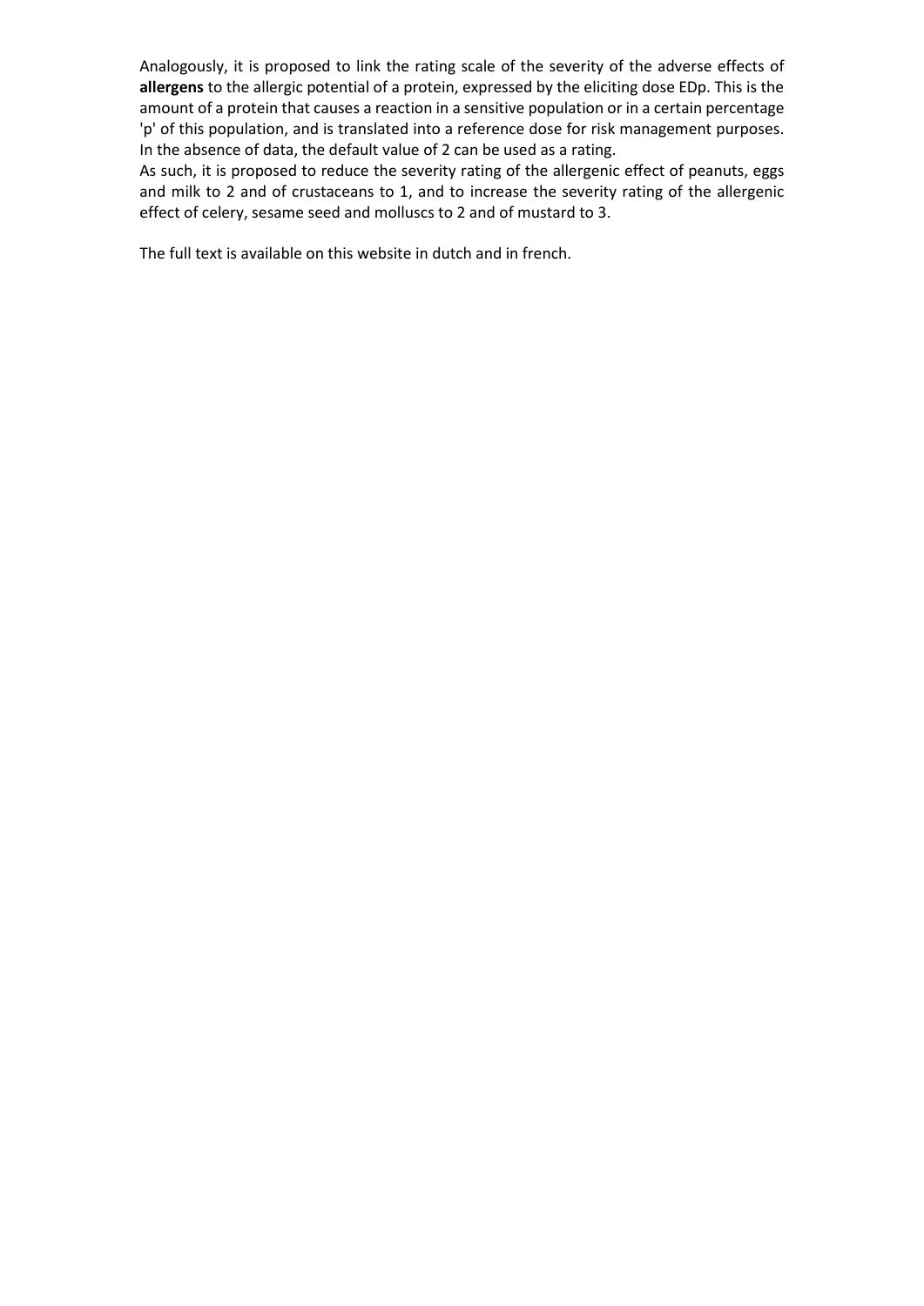Analogously, it is proposed to link the rating scale of the severity of the adverse effects of **allergens** to the allergic potential of a protein, expressed by the eliciting dose EDp. This is the amount of a protein that causes a reaction in a sensitive population or in a certain percentage 'p' of this population, and is translated into a reference dose for risk management purposes. In the absence of data, the default value of 2 can be used as a rating.

As such, it is proposed to reduce the severity rating of the allergenic effect of peanuts, eggs and milk to 2 and of crustaceans to 1, and to increase the severity rating of the allergenic effect of celery, sesame seed and molluscs to 2 and of mustard to 3.

The full text is available on this website in dutch and in french.